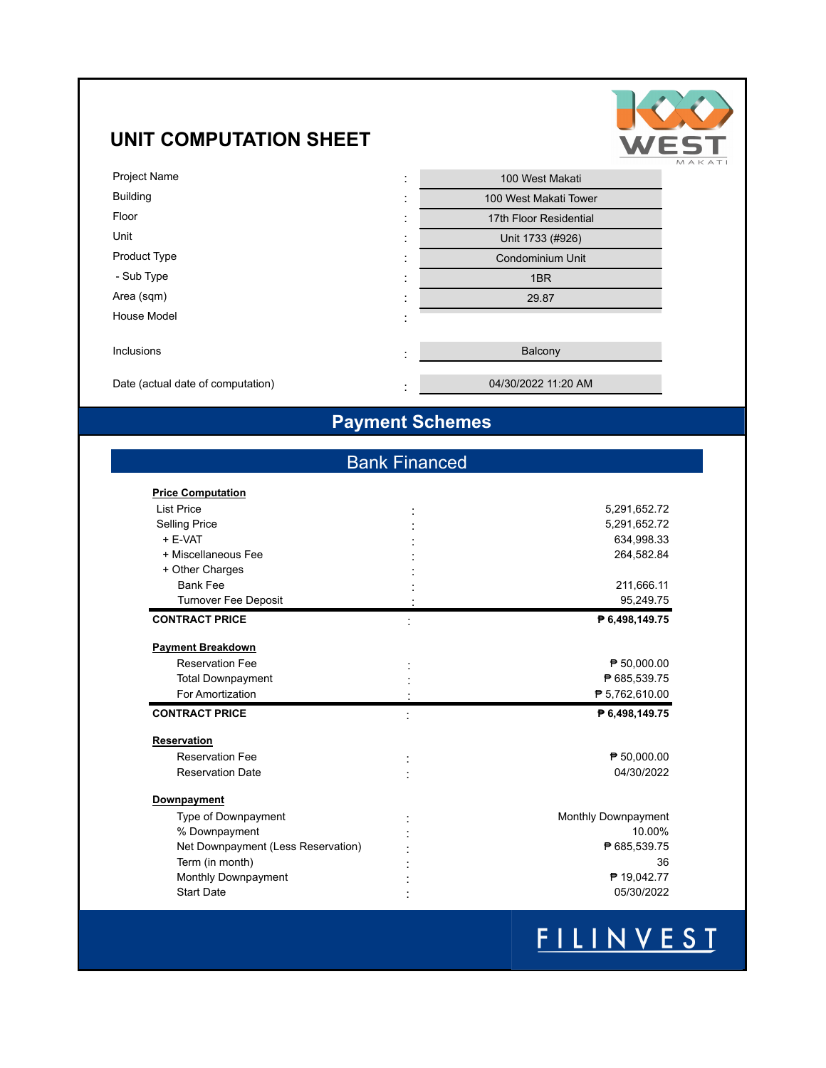# UNIT COMPUTATION SHEET

| | | |
|---|---|---|
| Project Name | : | 100 West Makati |
| Building | : | 100 West Makati Tower |
| Floor | : | 17th Floor Residential |
| Unit | : | Unit 1733 (#926) |
| Product Type | : | Condominium Unit |
| - Sub Type | : | 1BR |
| Area (sqm) | : | 29.87 |
| House Model | : | |
| Inclusions | : | Balcony |
| Date (actual date of computation) | : | 04/30/2022 11:20 AM |

## Payment Schemes

### Bank Financed

**Price Computation**

| | | |
|---|---|---|
| List Price | : | 5,291,652.72 |
| Selling Price | : | 5,291,652.72 |
| + E-VAT | : | 634,998.33 |
| + Miscellaneous Fee | : | 264,582.84 |
| + Other Charges | : | |
| Bank Fee | : | 211,666.11 |
| Turnover Fee Deposit | : | 95,249.75 |
| **CONTRACT PRICE** | : | **₱ 6,498,149.75** |

**Payment Breakdown**

| | | |
|---|---|---|
| Reservation Fee | : | ₱ 50,000.00 |
| Total Downpayment | : | ₱ 685,539.75 |
| For Amortization | : | ₱ 5,762,610.00 |
| **CONTRACT PRICE** | : | **₱ 6,498,149.75** |

**Reservation**

| | | |
|---|---|---|
| Reservation Fee | : | ₱ 50,000.00 |
| Reservation Date | : | 04/30/2022 |

**Downpayment**

| | | |
|---|---|---|
| Type of Downpayment | : | Monthly Downpayment |
| % Downpayment | : | 10.00% |
| Net Downpayment (Less Reservation) | : | ₱ 685,539.75 |
| Term (in month) | : | 36 |
| Monthly Downpayment | : | ₱ 19,042.77 |
| Start Date | : | 05/30/2022 |

FILINVEST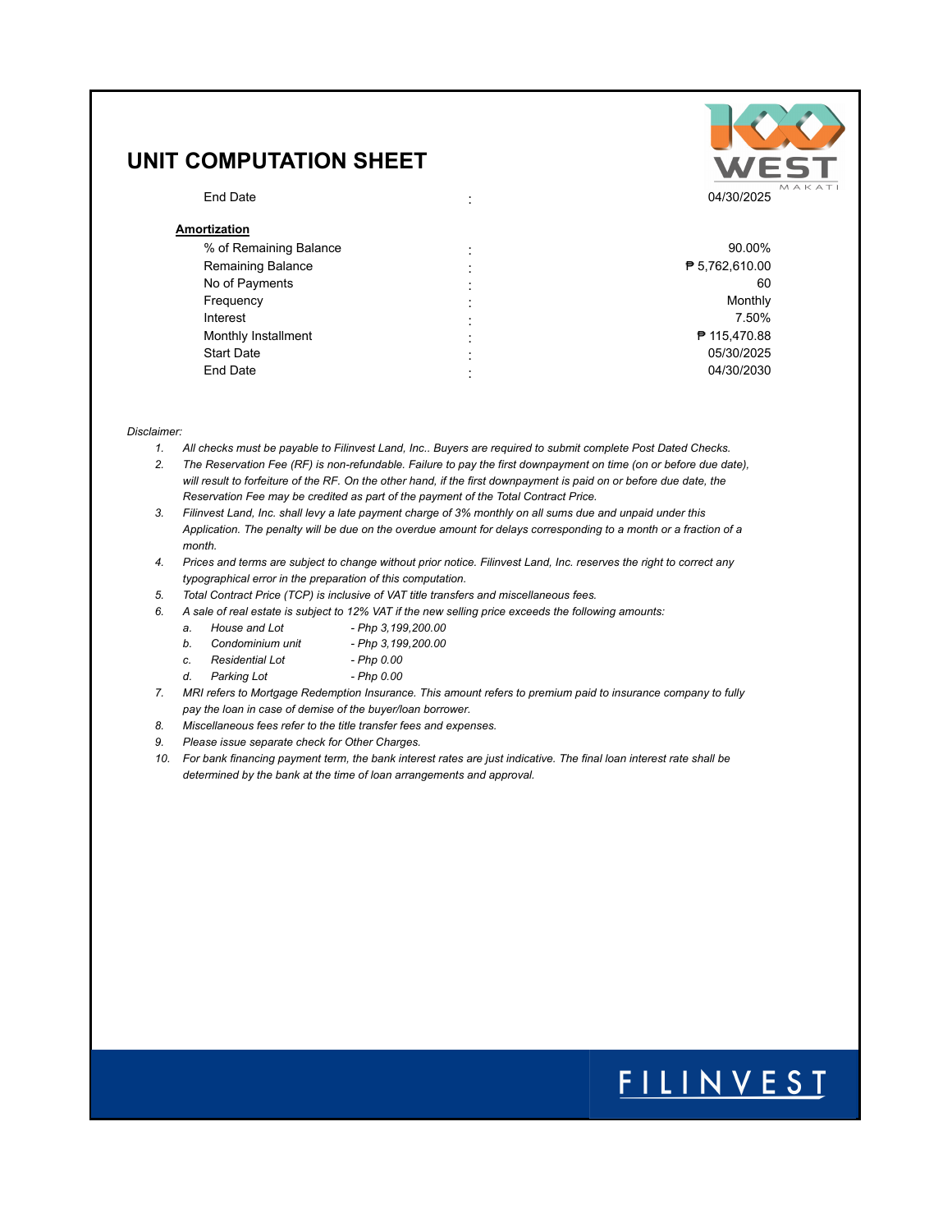# UNIT COMPUTATION SHEET

| | | |
|---|---|---|
| End Date | : | 04/30/2025 |

**Amortization**

| | | |
|---|---|---|
| % of Remaining Balance | : | 90.00% |
| Remaining Balance | : | ₱ 5,762,610.00 |
| No of Payments | : | 60 |
| Frequency | : | Monthly |
| Interest | : | 7.50% |
| Monthly Installment | : | ₱ 115,470.88 |
| Start Date | : | 05/30/2025 |
| End Date | : | 04/30/2030 |

*Disclaimer:*

1. *All checks must be payable to Filinvest Land, Inc.. Buyers are required to submit complete Post Dated Checks.*
2. *The Reservation Fee (RF) is non-refundable. Failure to pay the first downpayment on time (on or before due date), will result to forfeiture of the RF. On the other hand, if the first downpayment is paid on or before due date, the Reservation Fee may be credited as part of the payment of the Total Contract Price.*
3. *Filinvest Land, Inc. shall levy a late payment charge of 3% monthly on all sums due and unpaid under this Application. The penalty will be due on the overdue amount for delays corresponding to a month or a fraction of a month.*
4. *Prices and terms are subject to change without prior notice. Filinvest Land, Inc. reserves the right to correct any typographical error in the preparation of this computation.*
5. *Total Contract Price (TCP) is inclusive of VAT title transfers and miscellaneous fees.*
6. *A sale of real estate is subject to 12% VAT if the new selling price exceeds the following amounts:*
   a. *House and Lot - Php 3,199,200.00*
   b. *Condominium unit - Php 3,199,200.00*
   c. *Residential Lot - Php 0.00*
   d. *Parking Lot - Php 0.00*
7. *MRI refers to Mortgage Redemption Insurance. This amount refers to premium paid to insurance company to fully pay the loan in case of demise of the buyer/loan borrower.*
8. *Miscellaneous fees refer to the title transfer fees and expenses.*
9. *Please issue separate check for Other Charges.*
10. *For bank financing payment term, the bank interest rates are just indicative. The final loan interest rate shall be determined by the bank at the time of loan arrangements and approval.*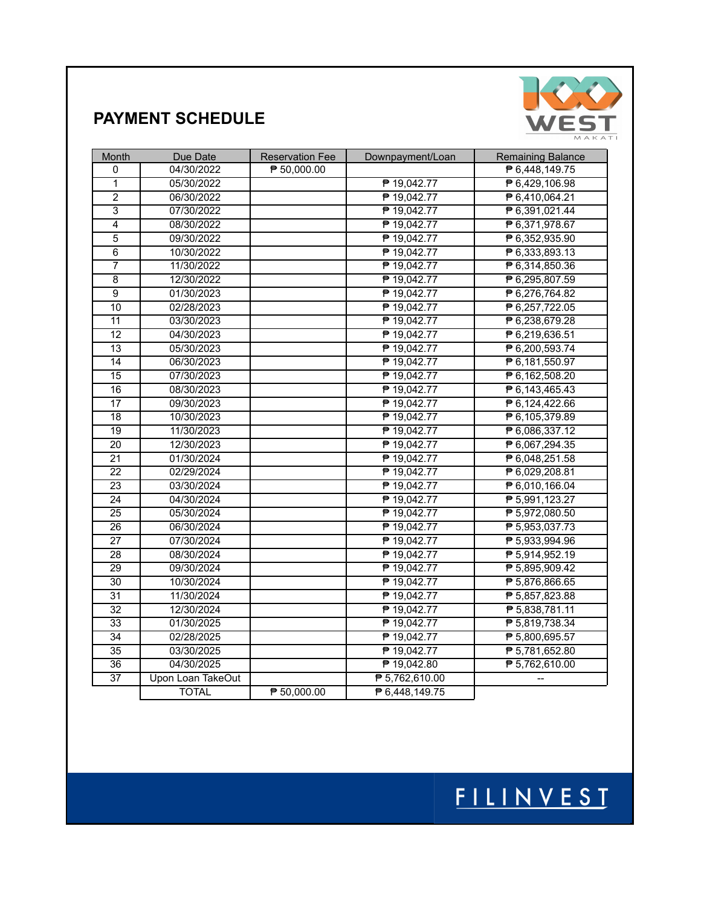## PAYMENT SCHEDULE

| Month | Due Date | Reservation Fee | Downpayment/Loan | Remaining Balance |
|---|---|---|---|---|
| 0 | 04/30/2022 | ₱ 50,000.00 | | ₱ 6,448,149.75 |
| 1 | 05/30/2022 | | ₱ 19,042.77 | ₱ 6,429,106.98 |
| 2 | 06/30/2022 | | ₱ 19,042.77 | ₱ 6,410,064.21 |
| 3 | 07/30/2022 | | ₱ 19,042.77 | ₱ 6,391,021.44 |
| 4 | 08/30/2022 | | ₱ 19,042.77 | ₱ 6,371,978.67 |
| 5 | 09/30/2022 | | ₱ 19,042.77 | ₱ 6,352,935.90 |
| 6 | 10/30/2022 | | ₱ 19,042.77 | ₱ 6,333,893.13 |
| 7 | 11/30/2022 | | ₱ 19,042.77 | ₱ 6,314,850.36 |
| 8 | 12/30/2022 | | ₱ 19,042.77 | ₱ 6,295,807.59 |
| 9 | 01/30/2023 | | ₱ 19,042.77 | ₱ 6,276,764.82 |
| 10 | 02/28/2023 | | ₱ 19,042.77 | ₱ 6,257,722.05 |
| 11 | 03/30/2023 | | ₱ 19,042.77 | ₱ 6,238,679.28 |
| 12 | 04/30/2023 | | ₱ 19,042.77 | ₱ 6,219,636.51 |
| 13 | 05/30/2023 | | ₱ 19,042.77 | ₱ 6,200,593.74 |
| 14 | 06/30/2023 | | ₱ 19,042.77 | ₱ 6,181,550.97 |
| 15 | 07/30/2023 | | ₱ 19,042.77 | ₱ 6,162,508.20 |
| 16 | 08/30/2023 | | ₱ 19,042.77 | ₱ 6,143,465.43 |
| 17 | 09/30/2023 | | ₱ 19,042.77 | ₱ 6,124,422.66 |
| 18 | 10/30/2023 | | ₱ 19,042.77 | ₱ 6,105,379.89 |
| 19 | 11/30/2023 | | ₱ 19,042.77 | ₱ 6,086,337.12 |
| 20 | 12/30/2023 | | ₱ 19,042.77 | ₱ 6,067,294.35 |
| 21 | 01/30/2024 | | ₱ 19,042.77 | ₱ 6,048,251.58 |
| 22 | 02/29/2024 | | ₱ 19,042.77 | ₱ 6,029,208.81 |
| 23 | 03/30/2024 | | ₱ 19,042.77 | ₱ 6,010,166.04 |
| 24 | 04/30/2024 | | ₱ 19,042.77 | ₱ 5,991,123.27 |
| 25 | 05/30/2024 | | ₱ 19,042.77 | ₱ 5,972,080.50 |
| 26 | 06/30/2024 | | ₱ 19,042.77 | ₱ 5,953,037.73 |
| 27 | 07/30/2024 | | ₱ 19,042.77 | ₱ 5,933,994.96 |
| 28 | 08/30/2024 | | ₱ 19,042.77 | ₱ 5,914,952.19 |
| 29 | 09/30/2024 | | ₱ 19,042.77 | ₱ 5,895,909.42 |
| 30 | 10/30/2024 | | ₱ 19,042.77 | ₱ 5,876,866.65 |
| 31 | 11/30/2024 | | ₱ 19,042.77 | ₱ 5,857,823.88 |
| 32 | 12/30/2024 | | ₱ 19,042.77 | ₱ 5,838,781.11 |
| 33 | 01/30/2025 | | ₱ 19,042.77 | ₱ 5,819,738.34 |
| 34 | 02/28/2025 | | ₱ 19,042.77 | ₱ 5,800,695.57 |
| 35 | 03/30/2025 | | ₱ 19,042.77 | ₱ 5,781,652.80 |
| 36 | 04/30/2025 | | ₱ 19,042.80 | ₱ 5,762,610.00 |
| 37 | Upon Loan TakeOut | | ₱ 5,762,610.00 | -- |
| | TOTAL | ₱ 50,000.00 | ₱ 6,448,149.75 | |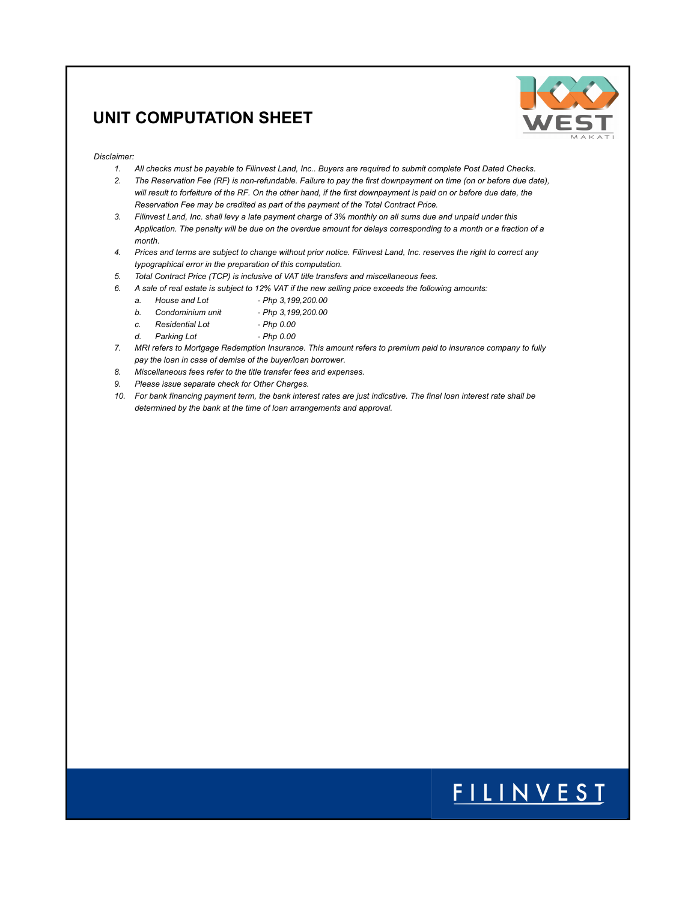# UNIT COMPUTATION SHEET

*Disclaimer:*

1. *All checks must be payable to Filinvest Land, Inc.. Buyers are required to submit complete Post Dated Checks.*
2. *The Reservation Fee (RF) is non-refundable. Failure to pay the first downpayment on time (on or before due date), will result to forfeiture of the RF. On the other hand, if the first downpayment is paid on or before due date, the Reservation Fee may be credited as part of the payment of the Total Contract Price.*
3. *Filinvest Land, Inc. shall levy a late payment charge of 3% monthly on all sums due and unpaid under this Application. The penalty will be due on the overdue amount for delays corresponding to a month or a fraction of a month.*
4. *Prices and terms are subject to change without prior notice. Filinvest Land, Inc. reserves the right to correct any typographical error in the preparation of this computation.*
5. *Total Contract Price (TCP) is inclusive of VAT title transfers and miscellaneous fees.*
6. *A sale of real estate is subject to 12% VAT if the new selling price exceeds the following amounts:*
   a. *House and Lot - Php 3,199,200.00*
   b. *Condominium unit - Php 3,199,200.00*
   c. *Residential Lot - Php 0.00*
   d. *Parking Lot - Php 0.00*
7. *MRI refers to Mortgage Redemption Insurance. This amount refers to premium paid to insurance company to fully pay the loan in case of demise of the buyer/loan borrower.*
8. *Miscellaneous fees refer to the title transfer fees and expenses.*
9. *Please issue separate check for Other Charges.*
10. *For bank financing payment term, the bank interest rates are just indicative. The final loan interest rate shall be determined by the bank at the time of loan arrangements and approval.*